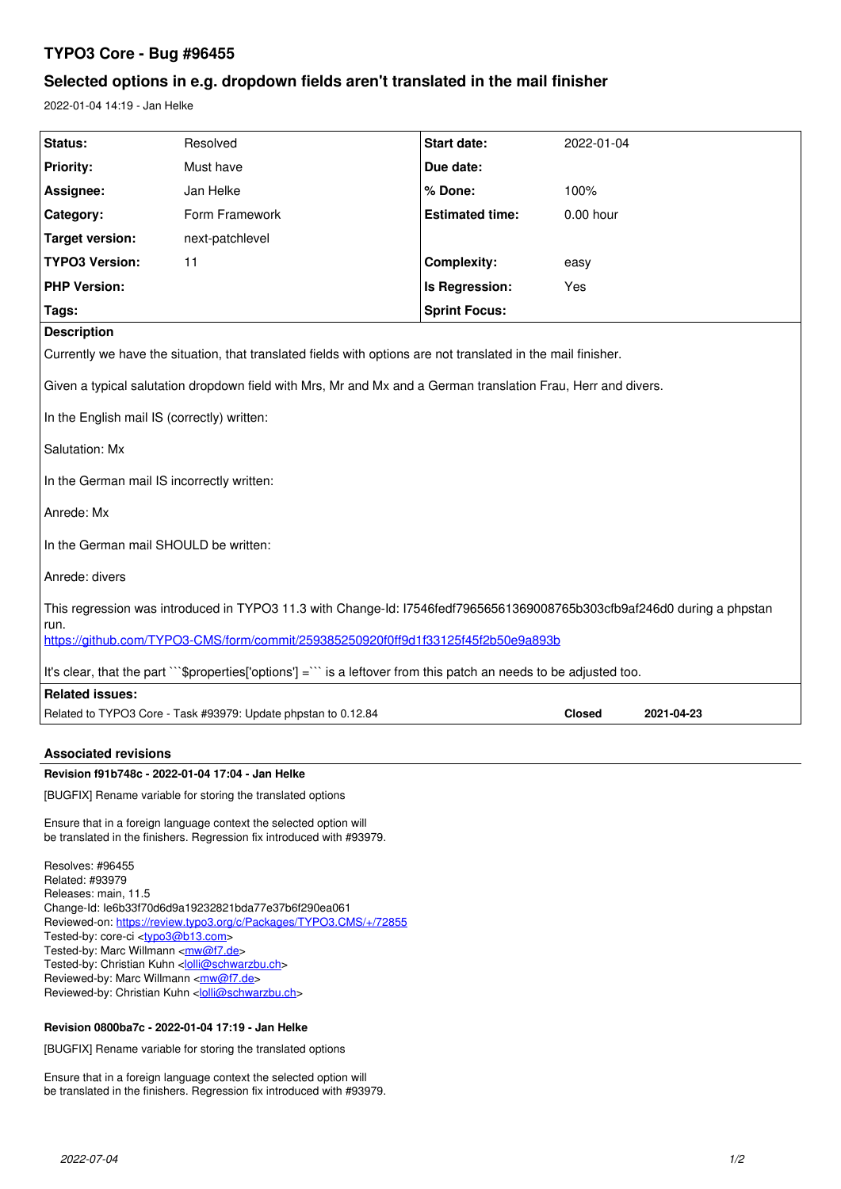# TYPO3 Core - Bug #96455

## Selected options in e.g. dropdown fields aren't translated in the mail finisher

2022-01-04 14:19 - Jan Helke

| Status: | Resolved | Start date: | 2022-01-04 |
|---|---|---|---|
| Priority: | Must have | Due date: | |
| Assignee: | Jan Helke | % Done: | 100% |
| Category: | Form Framework | Estimated time: | 0.00 hour |
| Target version: | next-patchlevel | | |
| TYPO3 Version: | 11 | Complexity: | easy |
| PHP Version: | | Is Regression: | Yes |
| Tags: | | Sprint Focus: | |

**Description**

Currently we have the situation, that translated fields with options are not translated in the mail finisher.

Given a typical salutation dropdown field with Mrs, Mr and Mx and a German translation Frau, Herr and divers.

In the English mail IS (correctly) written:

Salutation: Mx

In the German mail IS incorrectly written:

Anrede: Mx

In the German mail SHOULD be written:

Anrede: divers

This regression was introduced in TYPO3 11.3 with Change-Id: I7546fedf79656561369008765b303cfb9af246d0 during a phpstan run.
https://github.com/TYPO3-CMS/form/commit/259385250920f0ff9d1f33125f45f2b50e9a893b

It's clear, that the part ```$properties['options'] =``` is a leftover from this patch an needs to be adjusted too.

**Related issues:**

| Related to TYPO3 Core - Task #93979: Update phpstan to 0.12.84 | Closed | 2021-04-23 |
|---|---|---|

### Associated revisions

**Revision f91b748c - 2022-01-04 17:04 - Jan Helke**

[BUGFIX] Rename variable for storing the translated options

Ensure that in a foreign language context the selected option will
be translated in the finishers. Regression fix introduced with #93979.

Resolves: #96455
Related: #93979
Releases: main, 11.5
Change-Id: Ie6b33f70d6d9a19232821bda77e37b6f290ea061
Reviewed-on: https://review.typo3.org/c/Packages/TYPO3.CMS/+/72855
Tested-by: core-ci <typo3@b13.com>
Tested-by: Marc Willmann <mw@f7.de>
Tested-by: Christian Kuhn <lolli@schwarzbu.ch>
Reviewed-by: Marc Willmann <mw@f7.de>
Reviewed-by: Christian Kuhn <lolli@schwarzbu.ch>

**Revision 0800ba7c - 2022-01-04 17:19 - Jan Helke**

[BUGFIX] Rename variable for storing the translated options

Ensure that in a foreign language context the selected option will
be translated in the finishers. Regression fix introduced with #93979.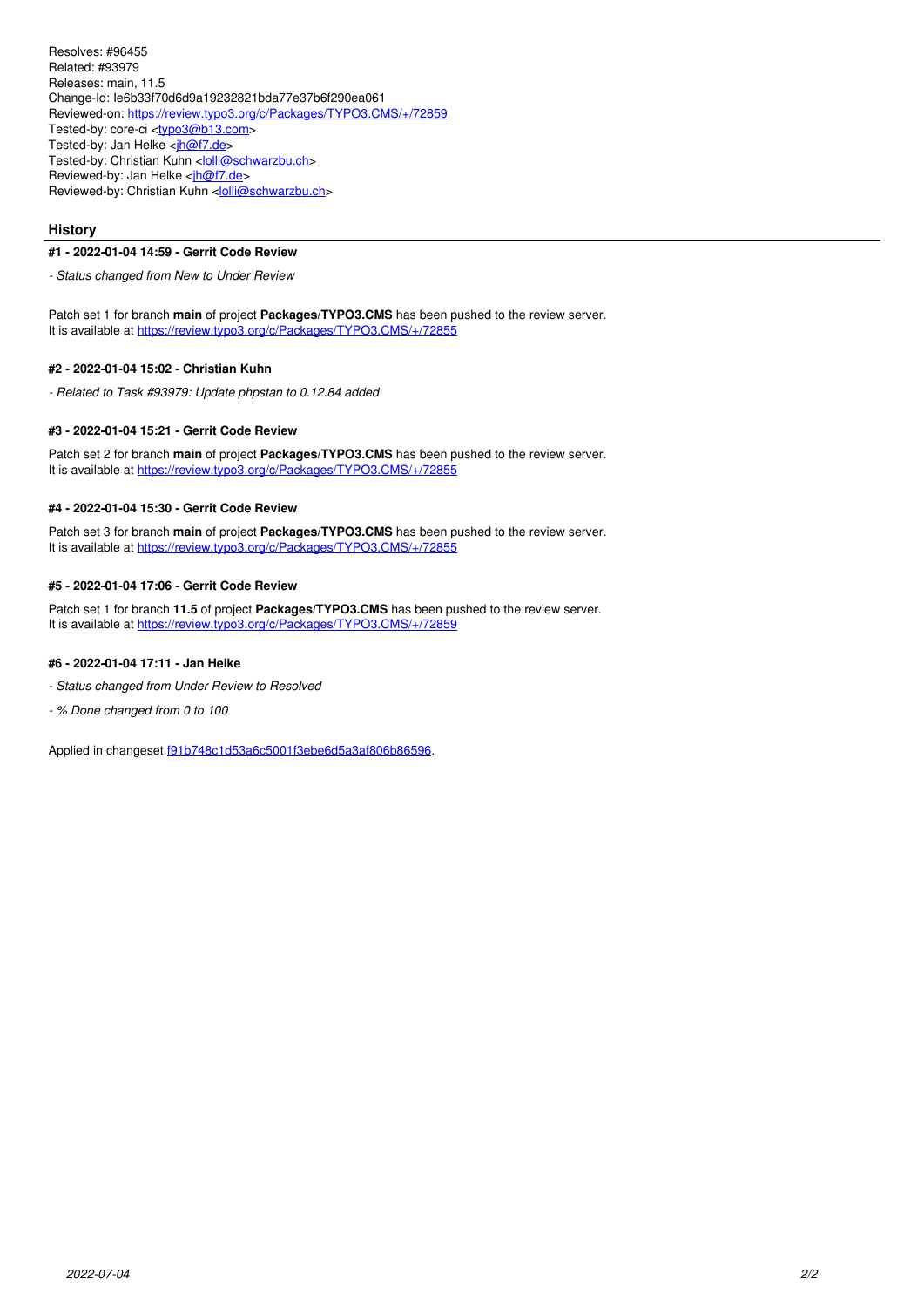Resolves: #96455
Related: #93979
Releases: main, 11.5
Change-Id: Ie6b33f70d6d9a19232821bda77e37b6f290ea061
Reviewed-on: https://review.typo3.org/c/Packages/TYPO3.CMS/+/72859
Tested-by: core-ci <typo3@b13.com>
Tested-by: Jan Helke <jh@f7.de>
Tested-by: Christian Kuhn <lolli@schwarzbu.ch>
Reviewed-by: Jan Helke <jh@f7.de>
Reviewed-by: Christian Kuhn <lolli@schwarzbu.ch>

## History

### #1 - 2022-01-04 14:59 - Gerrit Code Review

- *Status changed from New to Under Review*

Patch set 1 for branch **main** of project **Packages/TYPO3.CMS** has been pushed to the review server.
It is available at https://review.typo3.org/c/Packages/TYPO3.CMS/+/72855

### #2 - 2022-01-04 15:02 - Christian Kuhn

- *Related to Task #93979: Update phpstan to 0.12.84 added*

### #3 - 2022-01-04 15:21 - Gerrit Code Review

Patch set 2 for branch **main** of project **Packages/TYPO3.CMS** has been pushed to the review server.
It is available at https://review.typo3.org/c/Packages/TYPO3.CMS/+/72855

### #4 - 2022-01-04 15:30 - Gerrit Code Review

Patch set 3 for branch **main** of project **Packages/TYPO3.CMS** has been pushed to the review server.
It is available at https://review.typo3.org/c/Packages/TYPO3.CMS/+/72855

### #5 - 2022-01-04 17:06 - Gerrit Code Review

Patch set 1 for branch **11.5** of project **Packages/TYPO3.CMS** has been pushed to the review server.
It is available at https://review.typo3.org/c/Packages/TYPO3.CMS/+/72859

### #6 - 2022-01-04 17:11 - Jan Helke

- *Status changed from Under Review to Resolved*

- *% Done changed from 0 to 100*

Applied in changeset f91b748c1d53a6c5001f3ebe6d5a3af806b86596.